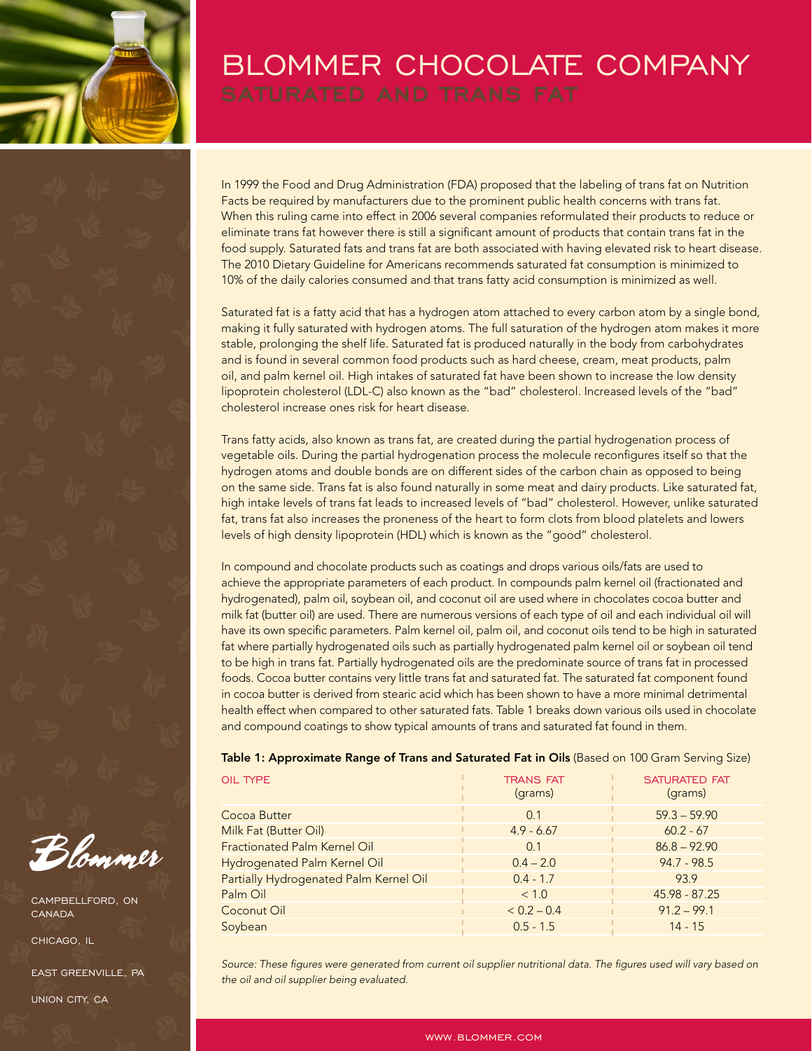# BLOMMER CHOCOLATE COMPANY

## SATURATED AND TRANS FAT

In 1999 the Food and Drug Administration (FDA) proposed that the labeling of trans fat on Nutrition Facts be required by manufacturers due to the prominent public health concerns with trans fat. When this ruling came into effect in 2006 several companies reformulated their products to reduce or eliminate trans fat however there is still a significant amount of products that contain trans fat in the food supply. Saturated fats and trans fat are both associated with having elevated risk to heart disease. The 2010 Dietary Guideline for Americans recommends saturated fat consumption is minimized to 10% of the daily calories consumed and that trans fatty acid consumption is minimized as well.

Saturated fat is a fatty acid that has a hydrogen atom attached to every carbon atom by a single bond, making it fully saturated with hydrogen atoms. The full saturation of the hydrogen atom makes it more stable, prolonging the shelf life. Saturated fat is produced naturally in the body from carbohydrates and is found in several common food products such as hard cheese, cream, meat products, palm oil, and palm kernel oil. High intakes of saturated fat have been shown to increase the low density lipoprotein cholesterol (LDL-C) also known as the "bad" cholesterol. Increased levels of the "bad" cholesterol increase ones risk for heart disease.

Trans fatty acids, also known as trans fat, are created during the partial hydrogenation process of vegetable oils. During the partial hydrogenation process the molecule reconfigures itself so that the hydrogen atoms and double bonds are on different sides of the carbon chain as opposed to being on the same side. Trans fat is also found naturally in some meat and dairy products. Like saturated fat, high intake levels of trans fat leads to increased levels of "bad" cholesterol. However, unlike saturated fat, trans fat also increases the proneness of the heart to form clots from blood platelets and lowers levels of high density lipoprotein (HDL) which is known as the "good" cholesterol.

In compound and chocolate products such as coatings and drops various oils/fats are used to achieve the appropriate parameters of each product. In compounds palm kernel oil (fractionated and hydrogenated), palm oil, soybean oil, and coconut oil are used where in chocolates cocoa butter and milk fat (butter oil) are used. There are numerous versions of each type of oil and each individual oil will have its own specific parameters. Palm kernel oil, palm oil, and coconut oils tend to be high in saturated fat where partially hydrogenated oils such as partially hydrogenated palm kernel oil or soybean oil tend to be high in trans fat. Partially hydrogenated oils are the predominate source of trans fat in processed foods. Cocoa butter contains very little trans fat and saturated fat. The saturated fat component found in cocoa butter is derived from stearic acid which has been shown to have a more minimal detrimental health effect when compared to other saturated fats. Table 1 breaks down various oils used in chocolate and compound coatings to show typical amounts of trans and saturated fat found in them.

**Table 1: Approximate Range of Trans and Saturated Fat in Oils** (Based on 100 Gram Serving Size)

| OIL TYPE | TRANS FAT (grams) | SATURATED FAT (grams) |
|---|---|---|
| Cocoa Butter | 0.1 | 59.3 – 59.90 |
| Milk Fat (Butter Oil) | 4.9 - 6.67 | 60.2 - 67 |
| Fractionated Palm Kernel Oil | 0.1 | 86.8 – 92.90 |
| Hydrogenated Palm Kernel Oil | 0.4 – 2.0 | 94.7 - 98.5 |
| Partially Hydrogenated Palm Kernel Oil | 0.4 - 1.7 | 93.9 |
| Palm Oil | < 1.0 | 45.98 - 87.25 |
| Coconut Oil | < 0.2 – 0.4 | 91.2 – 99.1 |
| Soybean | 0.5 - 1.5 | 14 - 15 |

*Source: These figures were generated from current oil supplier nutritional data. The figures used will vary based on the oil and oil supplier being evaluated.*

Blommer

CAMPBELLFORD, ON CANADA

CHICAGO, IL

EAST GREENVILLE, PA

UNION CITY, CA

WWW.BLOMMER.COM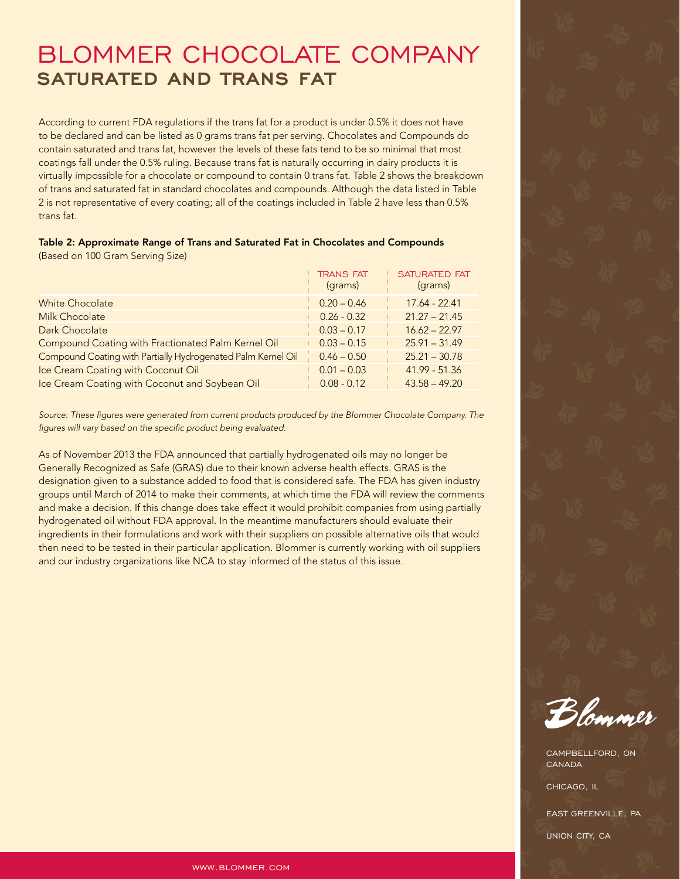# BLOMMER CHOCOLATE COMPANY

## SATURATED AND TRANS FAT

According to current FDA regulations if the trans fat for a product is under 0.5% it does not have to be declared and can be listed as 0 grams trans fat per serving. Chocolates and Compounds do contain saturated and trans fat, however the levels of these fats tend to be so minimal that most coatings fall under the 0.5% ruling. Because trans fat is naturally occurring in dairy products it is virtually impossible for a chocolate or compound to contain 0 trans fat. Table 2 shows the breakdown of trans and saturated fat in standard chocolates and compounds. Although the data listed in Table 2 is not representative of every coating; all of the coatings included in Table 2 have less than 0.5% trans fat.

**Table 2: Approximate Range of Trans and Saturated Fat in Chocolates and Compounds**
(Based on 100 Gram Serving Size)

| | TRANS FAT (grams) | SATURATED FAT (grams) |
|---|---|---|
| White Chocolate | 0.20 – 0.46 | 17.64 - 22.41 |
| Milk Chocolate | 0.26 - 0.32 | 21.27 – 21.45 |
| Dark Chocolate | 0.03 – 0.17 | 16.62 – 22.97 |
| Compound Coating with Fractionated Palm Kernel Oil | 0.03 – 0.15 | 25.91 – 31.49 |
| Compound Coating with Partially Hydrogenated Palm Kernel Oil | 0.46 – 0.50 | 25.21 – 30.78 |
| Ice Cream Coating with Coconut Oil | 0.01 – 0.03 | 41.99 - 51.36 |
| Ice Cream Coating with Coconut and Soybean Oil | 0.08 - 0.12 | 43.58 – 49.20 |

*Source: These figures were generated from current products produced by the Blommer Chocolate Company. The figures will vary based on the specific product being evaluated.*

As of November 2013 the FDA announced that partially hydrogenated oils may no longer be Generally Recognized as Safe (GRAS) due to their known adverse health effects. GRAS is the designation given to a substance added to food that is considered safe. The FDA has given industry groups until March of 2014 to make their comments, at which time the FDA will review the comments and make a decision. If this change does take effect it would prohibit companies from using partially hydrogenated oil without FDA approval. In the meantime manufacturers should evaluate their ingredients in their formulations and work with their suppliers on possible alternative oils that would then need to be tested in their particular application. Blommer is currently working with oil suppliers and our industry organizations like NCA to stay informed of the status of this issue.

Blommer

CAMPBELLFORD, ON
CANADA

CHICAGO, IL

EAST GREENVILLE, PA

UNION CITY, CA

WWW.BLOMMER.COM